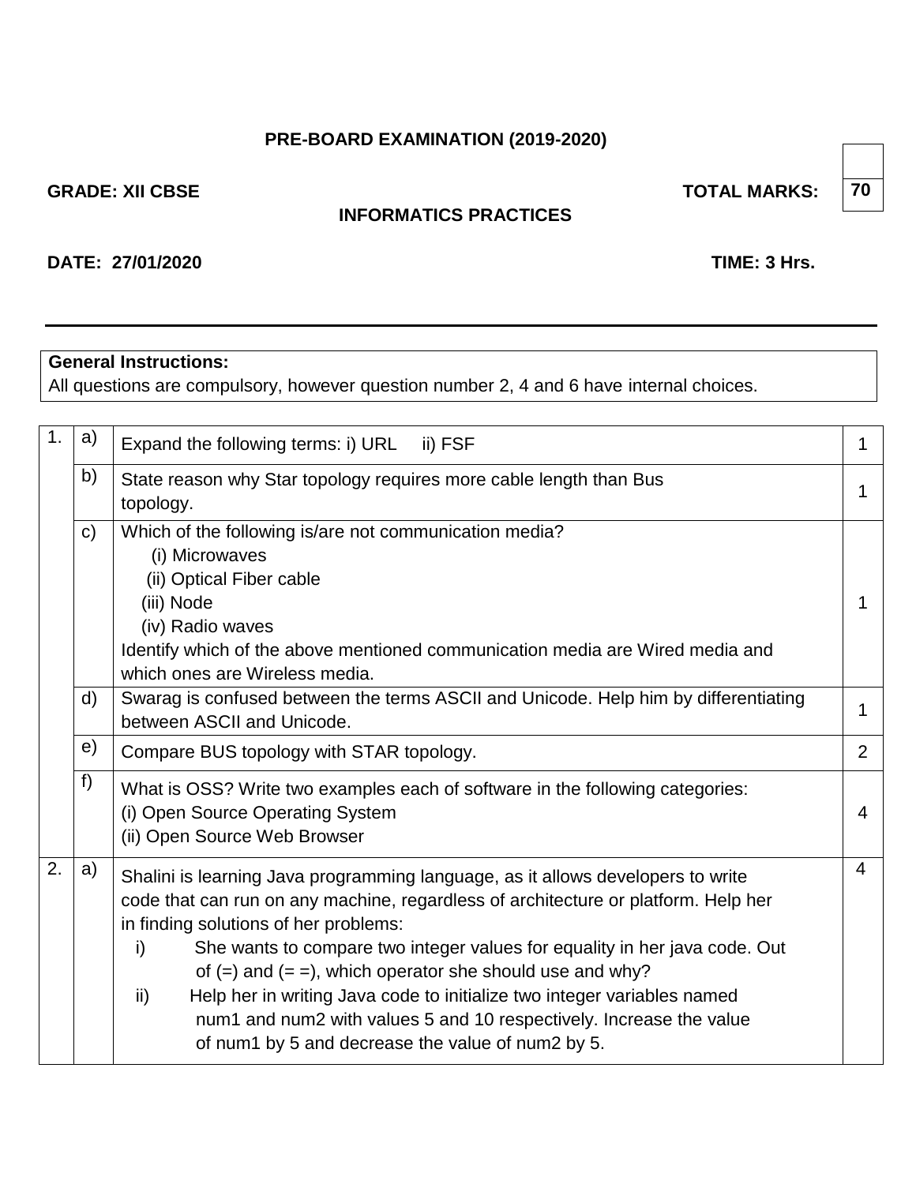**PRE-BOARD EXAMINATION (2019-2020)**

**GRADE: XII CBSE** **TOTAL MARKS: 70**

**INFORMATICS PRACTICES**

**DATE: 27/01/2020** **TIME: 3 Hrs.**

---

**General Instructions:**
All questions are compulsory, however question number 2, 4 and 6 have internal choices.

| | | | |
|---|---|---|---|
| 1. | a) | Expand the following terms: i) URL ii) FSF | 1 |
| | b) | State reason why Star topology requires more cable length than Bus topology. | 1 |
| | c) | Which of the following is/are not communication media?<br>(i) Microwaves<br>(ii) Optical Fiber cable<br>(iii) Node<br>(iv) Radio waves<br>Identify which of the above mentioned communication media are Wired media and which ones are Wireless media. | 1 |
| | d) | Swarag is confused between the terms ASCII and Unicode. Help him by differentiating between ASCII and Unicode. | 1 |
| | e) | Compare BUS topology with STAR topology. | 2 |
| | f) | What is OSS? Write two examples each of software in the following categories:<br>(i) Open Source Operating System<br>(ii) Open Source Web Browser | 4 |
| 2. | a) | Shalini is learning Java programming language, as it allows developers to write code that can run on any machine, regardless of architecture or platform. Help her in finding solutions of her problems:<br>i) She wants to compare two integer values for equality in her java code. Out of (=) and (= =), which operator she should use and why?<br>ii) Help her in writing Java code to initialize two integer variables named num1 and num2 with values 5 and 10 respectively. Increase the value of num1 by 5 and decrease the value of num2 by 5. | 4 |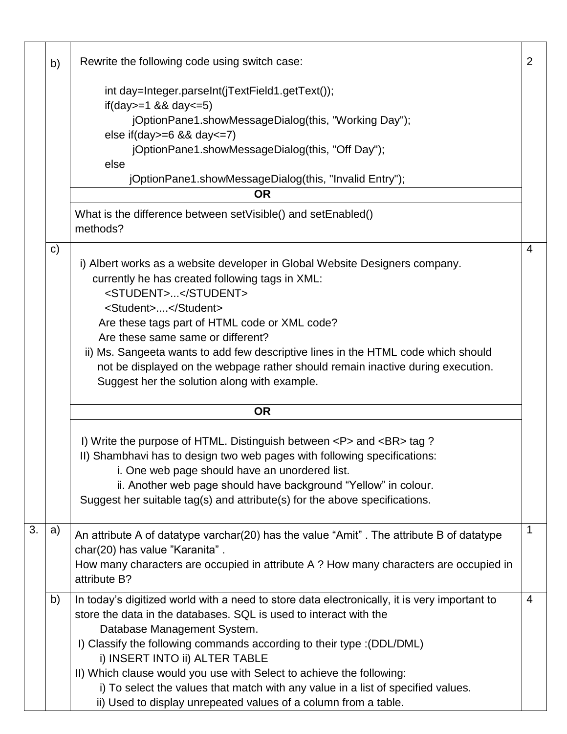| | | | |
|---|---|---|---|
| | b) | Rewrite the following code using switch case:<br><br>`int day=Integer.parseInt(jTextField1.getText());`<br>`if(day>=1 && day<=5)`<br>`    jOptionPane1.showMessageDialog(this, "Working Day");`<br>`else if(day>=6 && day<=7)`<br>`    jOptionPane1.showMessageDialog(this, "Off Day");`<br>`else`<br>`    jOptionPane1.showMessageDialog(this, "Invalid Entry");`<br><br>**OR**<br><br>What is the difference between setVisible() and setEnabled() methods? | 2 |
| | c) | i) Albert works as a website developer in Global Website Designers company. currently he has created following tags in XML:<br>&lt;STUDENT&gt;...&lt;/STUDENT&gt;<br>&lt;Student&gt;....&lt;/Student&gt;<br>Are these tags part of HTML code or XML code?<br>Are these same same or different?<br>ii) Ms. Sangeeta wants to add few descriptive lines in the HTML code which should not be displayed on the webpage rather should remain inactive during execution. Suggest her the solution along with example.<br><br>**OR**<br><br>I) Write the purpose of HTML. Distinguish between &lt;P&gt; and &lt;BR&gt; tag ?<br>II) Shambhavi has to design two web pages with following specifications:<br>i. One web page should have an unordered list.<br>ii. Another web page should have background "Yellow" in colour.<br>Suggest her suitable tag(s) and attribute(s) for the above specifications. | 4 |
| 3. | a) | An attribute A of datatype varchar(20) has the value "Amit" . The attribute B of datatype char(20) has value "Karanita" .<br>How many characters are occupied in attribute A ? How many characters are occupied in attribute B? | 1 |
| | b) | In today's digitized world with a need to store data electronically, it is very important to store the data in the databases. SQL is used to interact with the Database Management System.<br>I) Classify the following commands according to their type :(DDL/DML)<br>i) INSERT INTO ii) ALTER TABLE<br>II) Which clause would you use with Select to achieve the following:<br>i) To select the values that match with any value in a list of specified values.<br>ii) Used to display unrepeated values of a column from a table. | 4 |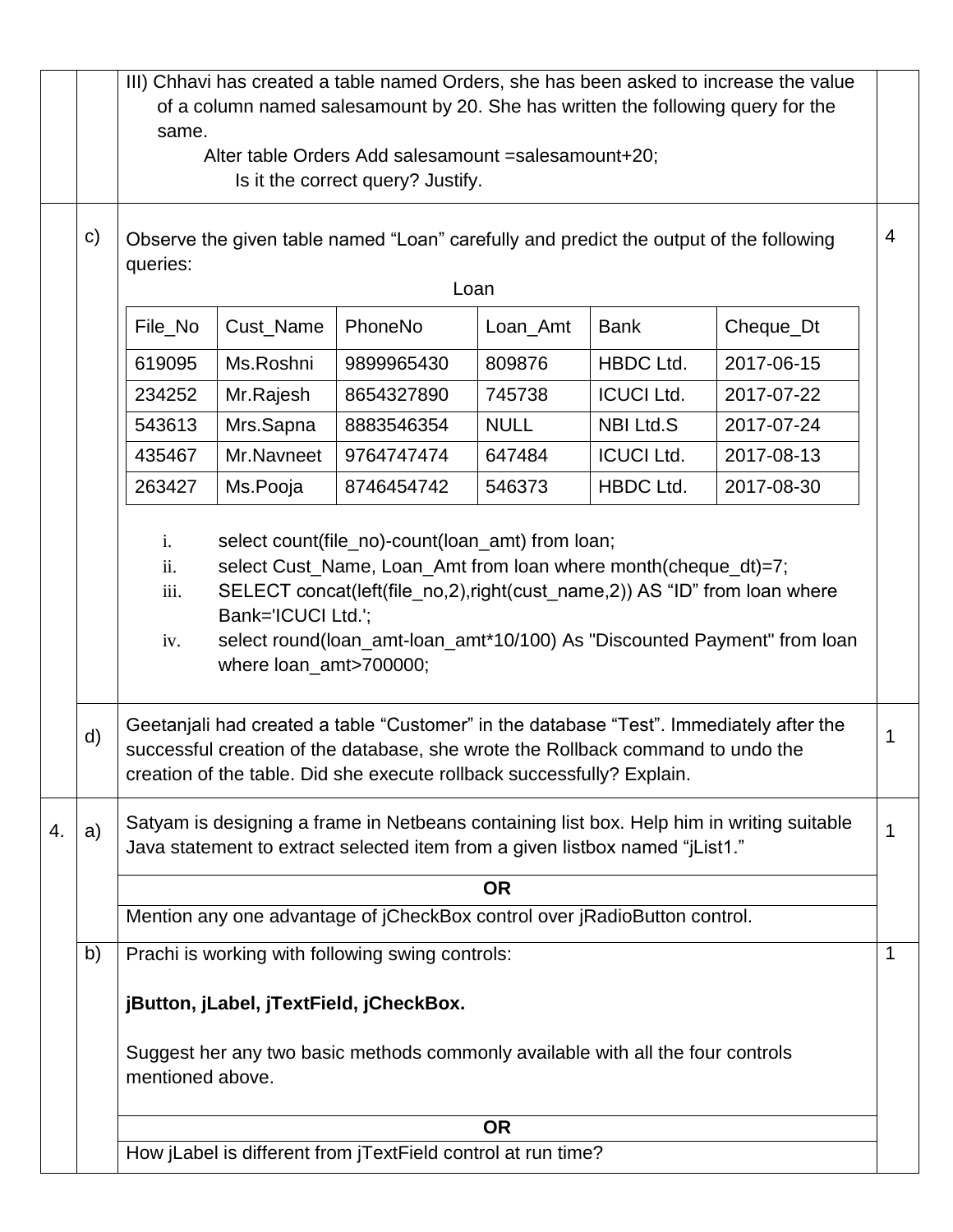III) Chhavi has created a table named Orders, she has been asked to increase the value of a column named salesamount by 20. She has written the following query for the same.

```
Alter table Orders Add salesamount =salesamount+20;
```

Is it the correct query? Justify.

c) Observe the given table named "Loan" carefully and predict the output of the following queries: **4**

Loan

| File_No | Cust_Name | PhoneNo | Loan_Amt | Bank | Cheque_Dt |
|---|---|---|---|---|---|
| 619095 | Ms.Roshni | 9899965430 | 809876 | HBDC Ltd. | 2017-06-15 |
| 234252 | Mr.Rajesh | 8654327890 | 745738 | ICUCI Ltd. | 2017-07-22 |
| 543613 | Mrs.Sapna | 8883546354 | NULL | NBI Ltd.S | 2017-07-24 |
| 435467 | Mr.Navneet | 9764747474 | 647484 | ICUCI Ltd. | 2017-08-13 |
| 263427 | Ms.Pooja | 8746454742 | 546373 | HBDC Ltd. | 2017-08-30 |

i. select count(file_no)-count(loan_amt) from loan;
ii. select Cust_Name, Loan_Amt from loan where month(cheque_dt)=7;
iii. SELECT concat(left(file_no,2),right(cust_name,2)) AS "ID" from loan where Bank='ICUCI Ltd.';
iv. select round(loan_amt-loan_amt*10/100) As "Discounted Payment" from loan where loan_amt>700000;

d) Geetanjali had created a table "Customer" in the database "Test". Immediately after the successful creation of the database, she wrote the Rollback command to undo the creation of the table. Did she execute rollback successfully? Explain. **1**

4. a) Satyam is designing a frame in Netbeans containing list box. Help him in writing suitable Java statement to extract selected item from a given listbox named "jList1." **1**

**OR**

Mention any one advantage of jCheckBox control over jRadioButton control.

b) Prachi is working with following swing controls: **1**

**jButton, jLabel, jTextField, jCheckBox.**

Suggest her any two basic methods commonly available with all the four controls mentioned above.

**OR**

How jLabel is different from jTextField control at run time?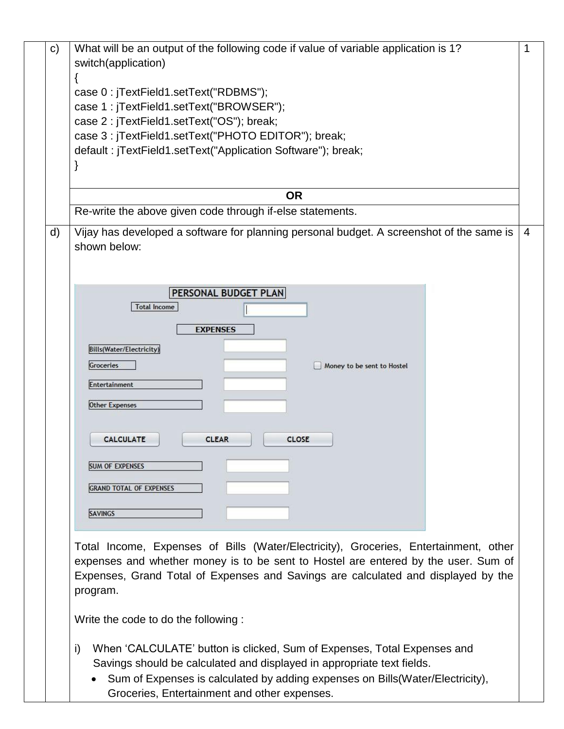| | | | |
|---|---|---|---|
| | c) | What will be an output of the following code if value of variable application is 1?<br>switch(application)<br>{<br>case 0 : jTextField1.setText("RDBMS");<br>case 1 : jTextField1.setText("BROWSER");<br>case 2 : jTextField1.setText("OS"); break;<br>case 3 : jTextField1.setText("PHOTO EDITOR"); break;<br>default : jTextField1.setText("Application Software"); break;<br>}<br><br>**OR**<br><br>Re-write the above given code through if-else statements. | 1 |
| | d) | Vijay has developed a software for planning personal budget. A screenshot of the same is shown below:<br><br>PERSONAL BUDGET PLAN<br>Total Income<br>EXPENSES<br>Bills(Water/Electricity)<br>Groceries<br>Money to be sent to Hostel<br>Entertainment<br>Other Expenses<br>CALCULATE &nbsp; CLEAR &nbsp; CLOSE<br>SUM OF EXPENSES<br>GRAND TOTAL OF EXPENSES<br>SAVINGS<br><br>Total Income, Expenses of Bills (Water/Electricity), Groceries, Entertainment, other expenses and whether money is to be sent to Hostel are entered by the user. Sum of Expenses, Grand Total of Expenses and Savings are calculated and displayed by the program.<br><br>Write the code to do the following :<br><br>i) When 'CALCULATE' button is clicked, Sum of Expenses, Total Expenses and Savings should be calculated and displayed in appropriate text fields.<br>• Sum of Expenses is calculated by adding expenses on Bills(Water/Electricity), Groceries, Entertainment and other expenses. | 4 |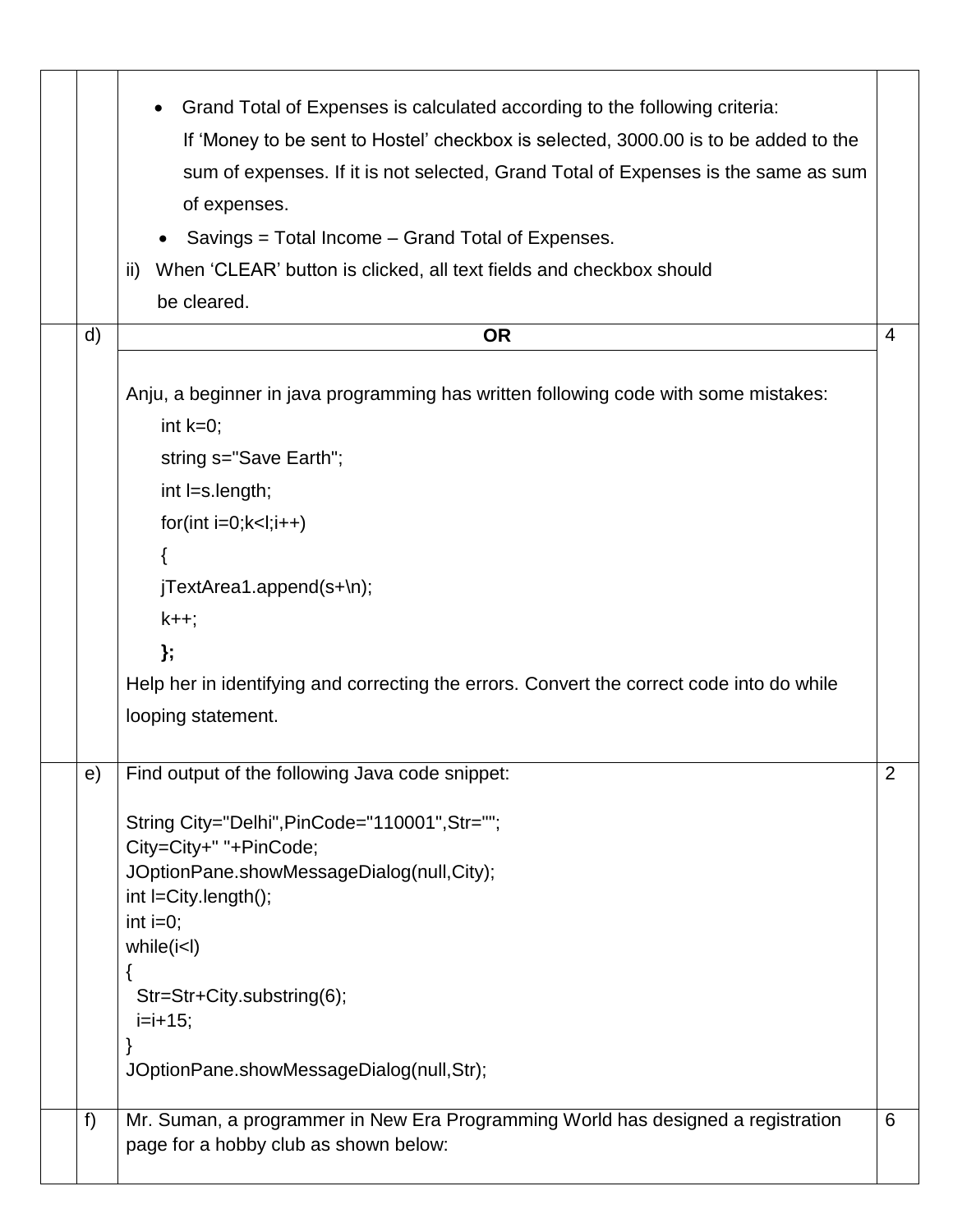- Grand Total of Expenses is calculated according to the following criteria:
  If 'Money to be sent to Hostel' checkbox is selected, 3000.00 is to be added to the sum of expenses. If it is not selected, Grand Total of Expenses is the same as sum of expenses.
- Savings = Total Income – Grand Total of Expenses.

ii) When 'CLEAR' button is clicked, all text fields and checkbox should be cleared.

**OR**

d) Anju, a beginner in java programming has written following code with some mistakes: **(4)**

```
int k=0;
string s="Save Earth";
int l=s.length;
for(int i=0;k<l;i++)
{
jTextArea1.append(s+\n);
k++;
};
```

Help her in identifying and correcting the errors. Convert the correct code into do while looping statement.

e) Find output of the following Java code snippet: **(2)**

```
String City="Delhi",PinCode="110001",Str="";
City=City+" "+PinCode;
JOptionPane.showMessageDialog(null,City);
int l=City.length();
int i=0;
while(i<l)
{
  Str=Str+City.substring(6);
  i=i+15;
}
JOptionPane.showMessageDialog(null,Str);
```

f) Mr. Suman, a programmer in New Era Programming World has designed a registration page for a hobby club as shown below: **(6)**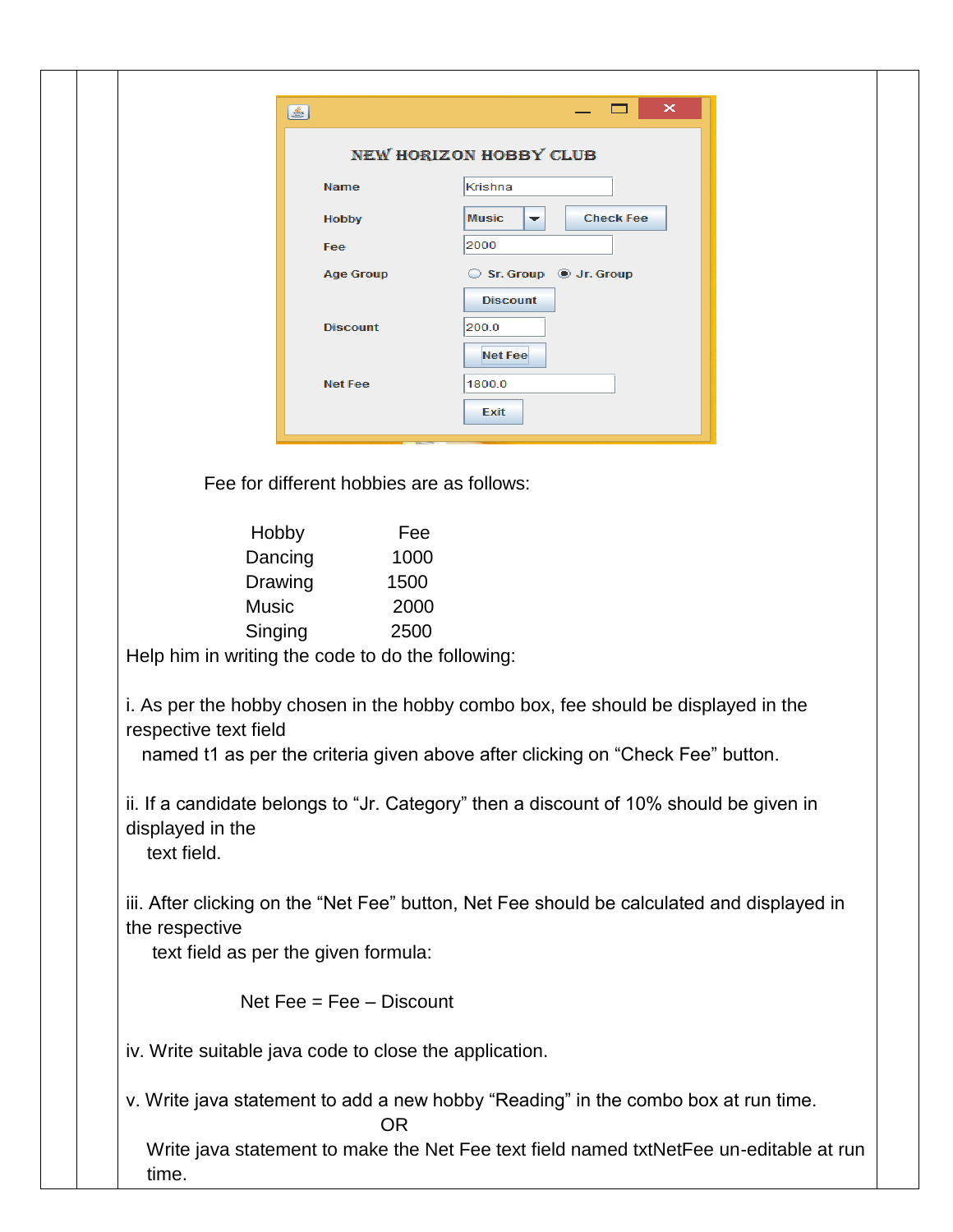NEW HORIZON HOBBY CLUB

Name: Krishna

Hobby: Music — Check Fee

Fee: 2000

Age Group: Sr. Group / Jr. Group

Discount

Discount: 200.0

Net Fee

Net Fee: 1800.0

Exit

Fee for different hobbies are as follows:

| Hobby | Fee |
|---|---|
| Dancing | 1000 |
| Drawing | 1500 |
| Music | 2000 |
| Singing | 2500 |

Help him in writing the code to do the following:

i. As per the hobby chosen in the hobby combo box, fee should be displayed in the respective text field named t1 as per the criteria given above after clicking on "Check Fee" button.

ii. If a candidate belongs to "Jr. Category" then a discount of 10% should be given in displayed in the text field.

iii. After clicking on the "Net Fee" button, Net Fee should be calculated and displayed in the respective text field as per the given formula:

Net Fee = Fee – Discount

iv. Write suitable java code to close the application.

v. Write java statement to add a new hobby "Reading" in the combo box at run time.

OR

Write java statement to make the Net Fee text field named txtNetFee un-editable at run time.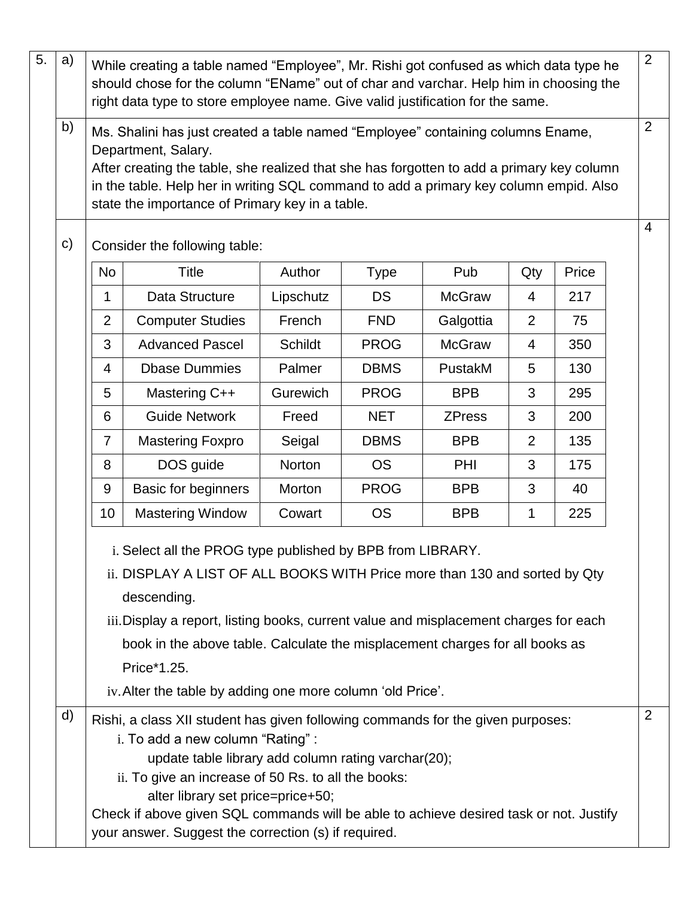**5.**

**a)** While creating a table named "Employee", Mr. Rishi got confused as which data type he should chose for the column "EName" out of char and varchar. Help him in choosing the right data type to store employee name. Give valid justification for the same. **(2)**

**b)** Ms. Shalini has just created a table named "Employee" containing columns Ename, Department, Salary.
After creating the table, she realized that she has forgotten to add a primary key column in the table. Help her in writing SQL command to add a primary key column empid. Also state the importance of Primary key in a table. **(2)**

**c)** Consider the following table: **(4)**

| No | Title | Author | Type | Pub | Qty | Price |
|---|---|---|---|---|---|---|
| 1 | Data Structure | Lipschutz | DS | McGraw | 4 | 217 |
| 2 | Computer Studies | French | FND | Galgottia | 2 | 75 |
| 3 | Advanced Pascel | Schildt | PROG | McGraw | 4 | 350 |
| 4 | Dbase Dummies | Palmer | DBMS | PustakM | 5 | 130 |
| 5 | Mastering C++ | Gurewich | PROG | BPB | 3 | 295 |
| 6 | Guide Network | Freed | NET | ZPress | 3 | 200 |
| 7 | Mastering Foxpro | Seigal | DBMS | BPB | 2 | 135 |
| 8 | DOS guide | Norton | OS | PHI | 3 | 175 |
| 9 | Basic for beginners | Morton | PROG | BPB | 3 | 40 |
| 10 | Mastering Window | Cowart | OS | BPB | 1 | 225 |

i. Select all the PROG type published by BPB from LIBRARY.

ii. DISPLAY A LIST OF ALL BOOKS WITH Price more than 130 and sorted by Qty descending.

iii. Display a report, listing books, current value and misplacement charges for each book in the above table. Calculate the misplacement charges for all books as Price*1.25.

iv. Alter the table by adding one more column 'old Price'.

**d)** Rishi, a class XII student has given following commands for the given purposes: **(2)**

i. To add a new column "Rating" :

```
update table library add column rating varchar(20);
```

ii. To give an increase of 50 Rs. to all the books:

```
alter library set price=price+50;
```

Check if above given SQL commands will be able to achieve desired task or not. Justify your answer. Suggest the correction (s) if required.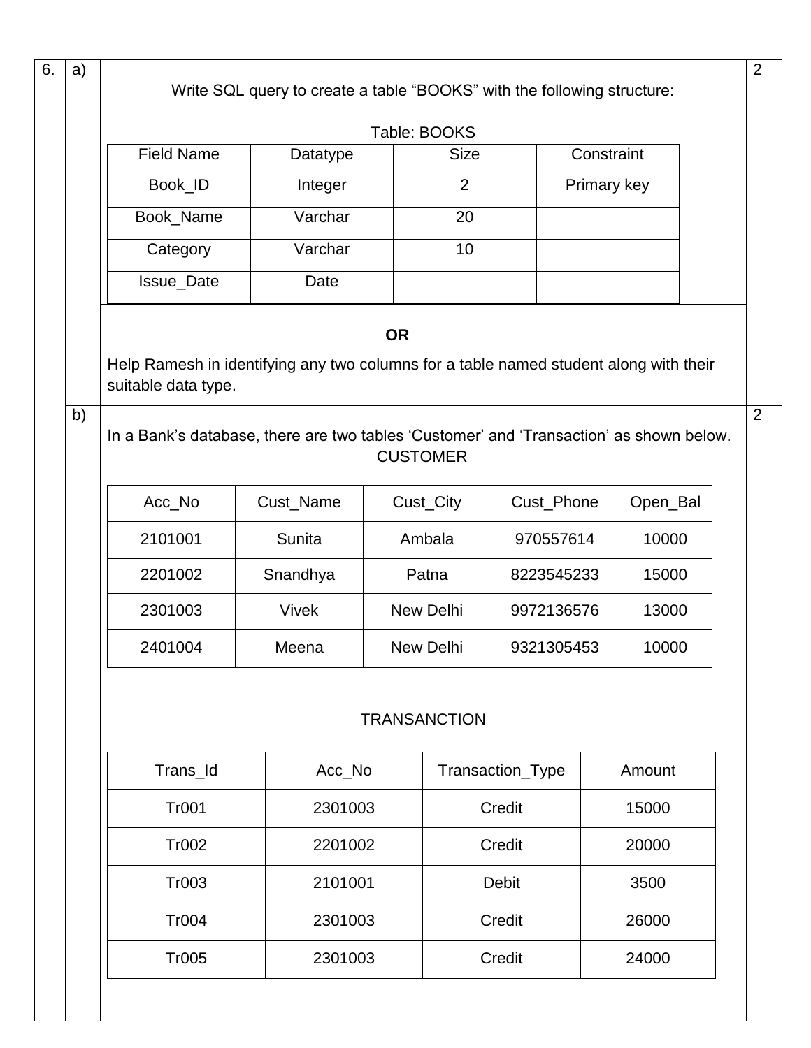6. a) Write SQL query to create a table "BOOKS" with the following structure: **2**

Table: BOOKS

| Field Name | Datatype | Size | Constraint |
|---|---|---|---|
| Book_ID | Integer | 2 | Primary key |
| Book_Name | Varchar | 20 | |
| Category | Varchar | 10 | |
| Issue_Date | Date | | |

**OR**

Help Ramesh in identifying any two columns for a table named student along with their suitable data type.

b) In a Bank's database, there are two tables 'Customer' and 'Transaction' as shown below. **2**

CUSTOMER

| Acc_No | Cust_Name | Cust_City | Cust_Phone | Open_Bal |
|---|---|---|---|---|
| 2101001 | Sunita | Ambala | 970557614 | 10000 |
| 2201002 | Snandhya | Patna | 8223545233 | 15000 |
| 2301003 | Vivek | New Delhi | 9972136576 | 13000 |
| 2401004 | Meena | New Delhi | 9321305453 | 10000 |

TRANSANCTION

| Trans_Id | Acc_No | Transaction_Type | Amount |
|---|---|---|---|
| Tr001 | 2301003 | Credit | 15000 |
| Tr002 | 2201002 | Credit | 20000 |
| Tr003 | 2101001 | Debit | 3500 |
| Tr004 | 2301003 | Credit | 26000 |
| Tr005 | 2301003 | Credit | 24000 |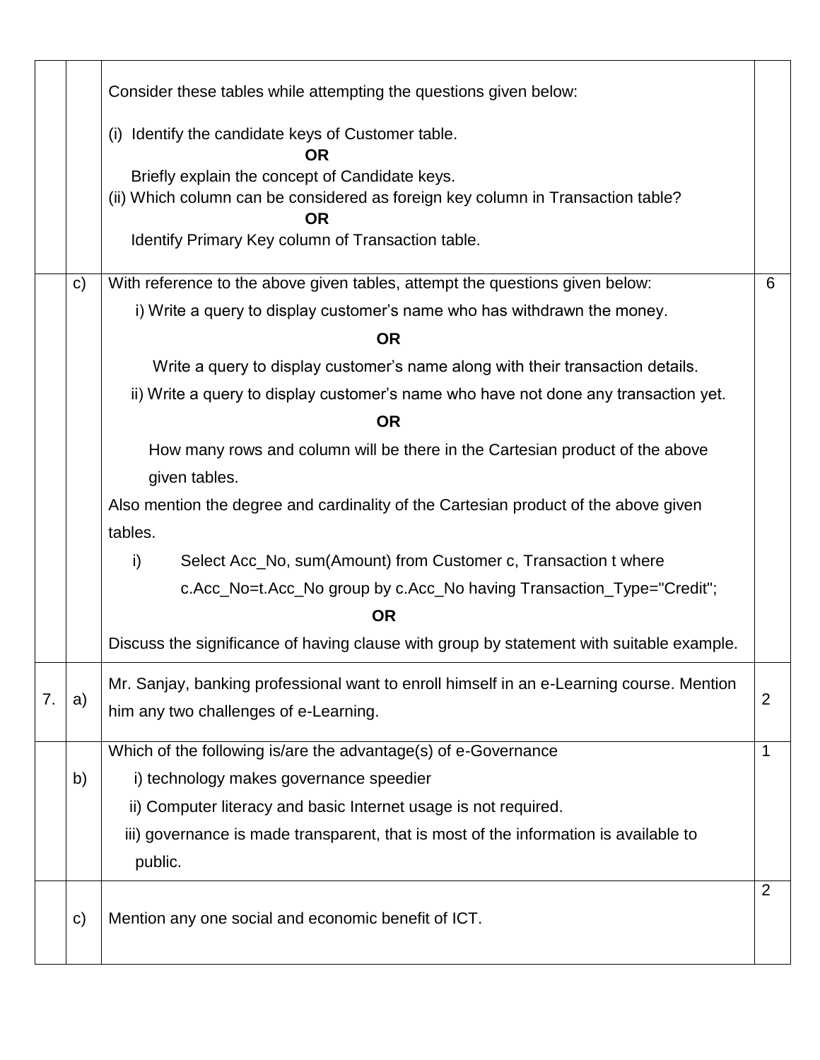| | | | |
|---|---|---|---|
| | | Consider these tables while attempting the questions given below:<br><br>(i) Identify the candidate keys of Customer table.<br>**OR**<br>Briefly explain the concept of Candidate keys.<br>(ii) Which column can be considered as foreign key column in Transaction table?<br>**OR**<br>Identify Primary Key column of Transaction table. | |
| | c) | With reference to the above given tables, attempt the questions given below:<br>i) Write a query to display customer's name who has withdrawn the money.<br>**OR**<br>Write a query to display customer's name along with their transaction details.<br>ii) Write a query to display customer's name who have not done any transaction yet.<br>**OR**<br>How many rows and column will be there in the Cartesian product of the above given tables.<br>Also mention the degree and cardinality of the Cartesian product of the above given tables.<br>i) Select Acc_No, sum(Amount) from Customer c, Transaction t where c.Acc_No=t.Acc_No group by c.Acc_No having Transaction_Type="Credit";<br>**OR**<br>Discuss the significance of having clause with group by statement with suitable example. | 6 |
| 7. | a) | Mr. Sanjay, banking professional want to enroll himself in an e-Learning course. Mention him any two challenges of e-Learning. | 2 |
| | b) | Which of the following is/are the advantage(s) of e-Governance<br>i) technology makes governance speedier<br>ii) Computer literacy and basic Internet usage is not required.<br>iii) governance is made transparent, that is most of the information is available to public. | 1 |
| | c) | Mention any one social and economic benefit of ICT. | 2 |